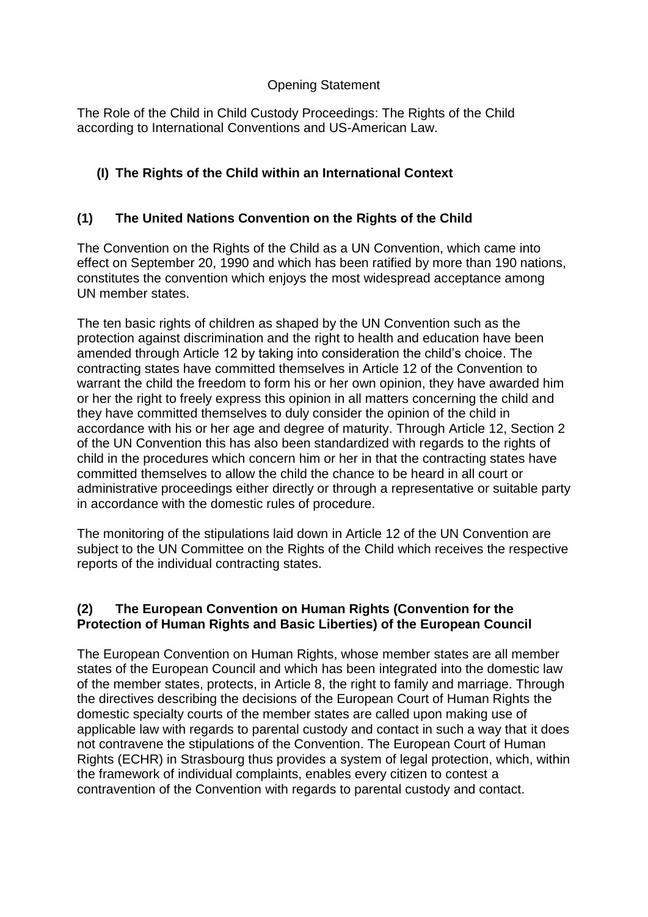Opening Statement

The Role of the Child in Child Custody Proceedings: The Rights of the Child according to International Conventions and US-American Law.

## (I) The Rights of the Child within an International Context

### (1) The United Nations Convention on the Rights of the Child

The Convention on the Rights of the Child as a UN Convention, which came into effect on September 20, 1990 and which has been ratified by more than 190 nations, constitutes the convention which enjoys the most widespread acceptance among UN member states.

The ten basic rights of children as shaped by the UN Convention such as the protection against discrimination and the right to health and education have been amended through Article 12 by taking into consideration the child's choice. The contracting states have committed themselves in Article 12 of the Convention to warrant the child the freedom to form his or her own opinion, they have awarded him or her the right to freely express this opinion in all matters concerning the child and they have committed themselves to duly consider the opinion of the child in accordance with his or her age and degree of maturity. Through Article 12, Section 2 of the UN Convention this has also been standardized with regards to the rights of child in the procedures which concern him or her in that the contracting states have committed themselves to allow the child the chance to be heard in all court or administrative proceedings either directly or through a representative or suitable party in accordance with the domestic rules of procedure.

The monitoring of the stipulations laid down in Article 12 of the UN Convention are subject to the UN Committee on the Rights of the Child which receives the respective reports of the individual contracting states.

### (2) The European Convention on Human Rights (Convention for the Protection of Human Rights and Basic Liberties) of the European Council

The European Convention on Human Rights, whose member states are all member states of the European Council and which has been integrated into the domestic law of the member states, protects, in Article 8, the right to family and marriage. Through the directives describing the decisions of the European Court of Human Rights the domestic specialty courts of the member states are called upon making use of applicable law with regards to parental custody and contact in such a way that it does not contravene the stipulations of the Convention. The European Court of Human Rights (ECHR) in Strasbourg thus provides a system of legal protection, which, within the framework of individual complaints, enables every citizen to contest a contravention of the Convention with regards to parental custody and contact.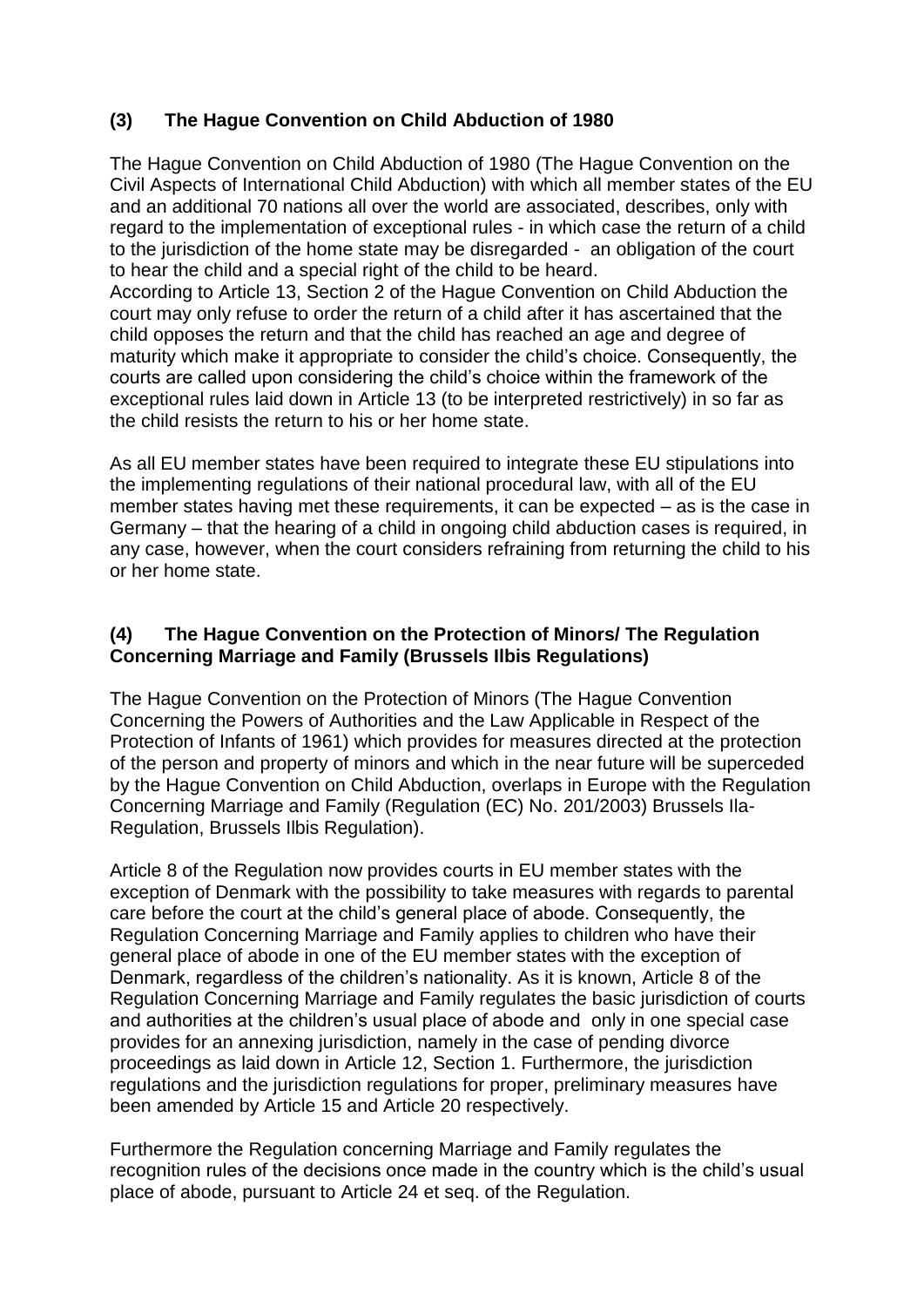## (3) The Hague Convention on Child Abduction of 1980

The Hague Convention on Child Abduction of 1980 (The Hague Convention on the Civil Aspects of International Child Abduction) with which all member states of the EU and an additional 70 nations all over the world are associated, describes, only with regard to the implementation of exceptional rules - in which case the return of a child to the jurisdiction of the home state may be disregarded - an obligation of the court to hear the child and a special right of the child to be heard.

According to Article 13, Section 2 of the Hague Convention on Child Abduction the court may only refuse to order the return of a child after it has ascertained that the child opposes the return and that the child has reached an age and degree of maturity which make it appropriate to consider the child's choice. Consequently, the courts are called upon considering the child's choice within the framework of the exceptional rules laid down in Article 13 (to be interpreted restrictively) in so far as the child resists the return to his or her home state.

As all EU member states have been required to integrate these EU stipulations into the implementing regulations of their national procedural law, with all of the EU member states having met these requirements, it can be expected – as is the case in Germany – that the hearing of a child in ongoing child abduction cases is required, in any case, however, when the court considers refraining from returning the child to his or her home state.

## (4) The Hague Convention on the Protection of Minors/ The Regulation Concerning Marriage and Family (Brussels IIbis Regulations)

The Hague Convention on the Protection of Minors (The Hague Convention Concerning the Powers of Authorities and the Law Applicable in Respect of the Protection of Infants of 1961) which provides for measures directed at the protection of the person and property of minors and which in the near future will be superceded by the Hague Convention on Child Abduction, overlaps in Europe with the Regulation Concerning Marriage and Family (Regulation (EC) No. 201/2003) Brussels IIa-Regulation, Brussels IIbis Regulation).

Article 8 of the Regulation now provides courts in EU member states with the exception of Denmark with the possibility to take measures with regards to parental care before the court at the child's general place of abode. Consequently, the Regulation Concerning Marriage and Family applies to children who have their general place of abode in one of the EU member states with the exception of Denmark, regardless of the children's nationality. As it is known, Article 8 of the Regulation Concerning Marriage and Family regulates the basic jurisdiction of courts and authorities at the children's usual place of abode and only in one special case provides for an annexing jurisdiction, namely in the case of pending divorce proceedings as laid down in Article 12, Section 1. Furthermore, the jurisdiction regulations and the jurisdiction regulations for proper, preliminary measures have been amended by Article 15 and Article 20 respectively.

Furthermore the Regulation concerning Marriage and Family regulates the recognition rules of the decisions once made in the country which is the child's usual place of abode, pursuant to Article 24 et seq. of the Regulation.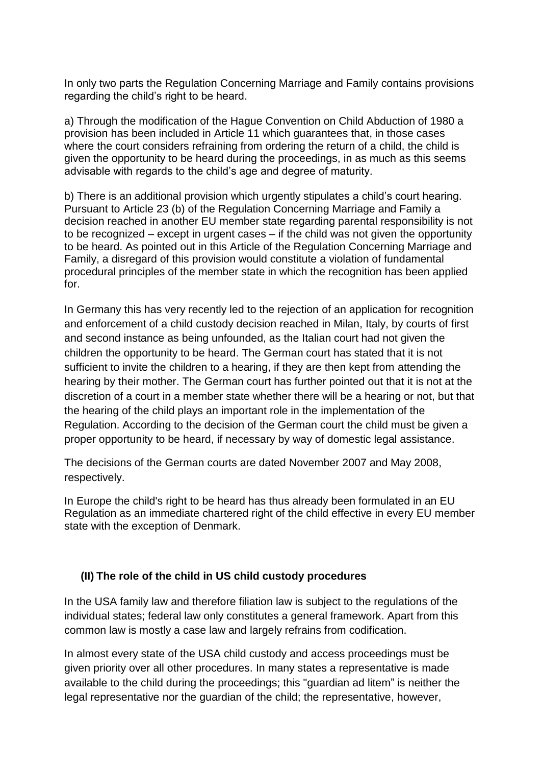In only two parts the Regulation Concerning Marriage and Family contains provisions regarding the child's right to be heard.

a) Through the modification of the Hague Convention on Child Abduction of 1980 a provision has been included in Article 11 which guarantees that, in those cases where the court considers refraining from ordering the return of a child, the child is given the opportunity to be heard during the proceedings, in as much as this seems advisable with regards to the child's age and degree of maturity.

b) There is an additional provision which urgently stipulates a child's court hearing. Pursuant to Article 23 (b) of the Regulation Concerning Marriage and Family a decision reached in another EU member state regarding parental responsibility is not to be recognized – except in urgent cases – if the child was not given the opportunity to be heard. As pointed out in this Article of the Regulation Concerning Marriage and Family, a disregard of this provision would constitute a violation of fundamental procedural principles of the member state in which the recognition has been applied for.

In Germany this has very recently led to the rejection of an application for recognition and enforcement of a child custody decision reached in Milan, Italy, by courts of first and second instance as being unfounded, as the Italian court had not given the children the opportunity to be heard. The German court has stated that it is not sufficient to invite the children to a hearing, if they are then kept from attending the hearing by their mother. The German court has further pointed out that it is not at the discretion of a court in a member state whether there will be a hearing or not, but that the hearing of the child plays an important role in the implementation of the Regulation. According to the decision of the German court the child must be given a proper opportunity to be heard, if necessary by way of domestic legal assistance.

The decisions of the German courts are dated November 2007 and May 2008, respectively.

In Europe the child's right to be heard has thus already been formulated in an EU Regulation as an immediate chartered right of the child effective in every EU member state with the exception of Denmark.

### (II) The role of the child in US child custody procedures

In the USA family law and therefore filiation law is subject to the regulations of the individual states; federal law only constitutes a general framework. Apart from this common law is mostly a case law and largely refrains from codification.

In almost every state of the USA child custody and access proceedings must be given priority over all other procedures. In many states a representative is made available to the child during the proceedings; this "guardian ad litem" is neither the legal representative nor the guardian of the child; the representative, however,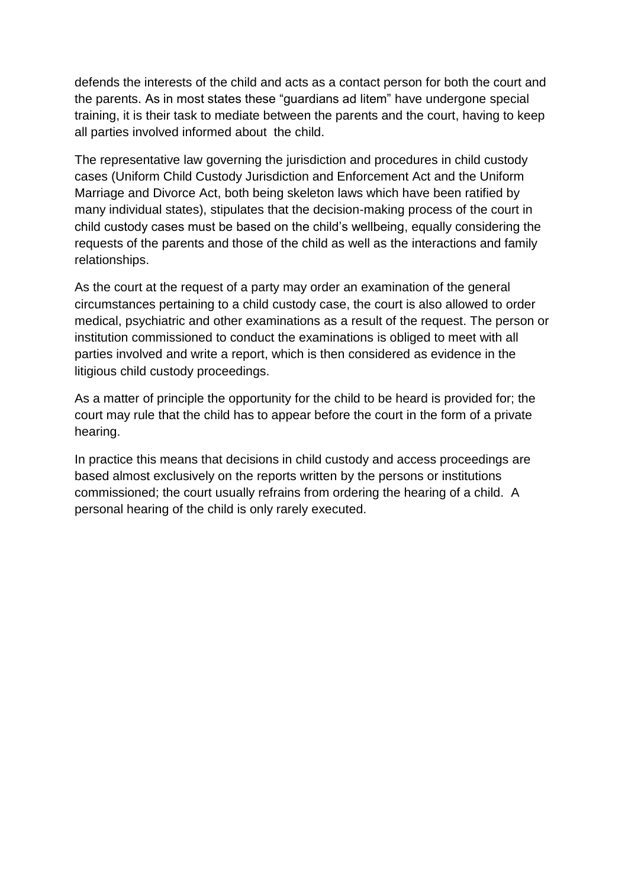defends the interests of the child and acts as a contact person for both the court and the parents. As in most states these "guardians ad litem" have undergone special training, it is their task to mediate between the parents and the court, having to keep all parties involved informed about the child.

The representative law governing the jurisdiction and procedures in child custody cases (Uniform Child Custody Jurisdiction and Enforcement Act and the Uniform Marriage and Divorce Act, both being skeleton laws which have been ratified by many individual states), stipulates that the decision-making process of the court in child custody cases must be based on the child's wellbeing, equally considering the requests of the parents and those of the child as well as the interactions and family relationships.

As the court at the request of a party may order an examination of the general circumstances pertaining to a child custody case, the court is also allowed to order medical, psychiatric and other examinations as a result of the request. The person or institution commissioned to conduct the examinations is obliged to meet with all parties involved and write a report, which is then considered as evidence in the litigious child custody proceedings.

As a matter of principle the opportunity for the child to be heard is provided for; the court may rule that the child has to appear before the court in the form of a private hearing.

In practice this means that decisions in child custody and access proceedings are based almost exclusively on the reports written by the persons or institutions commissioned; the court usually refrains from ordering the hearing of a child. A personal hearing of the child is only rarely executed.